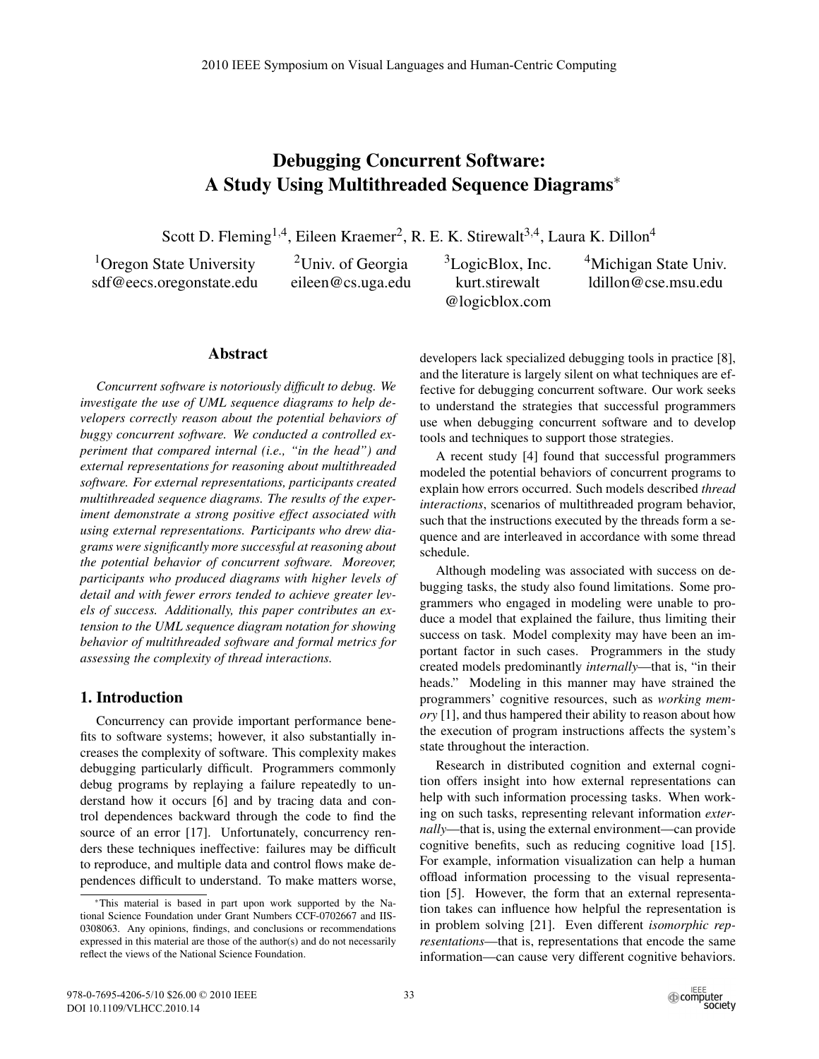# Debugging Concurrent Software: A Study Using Multithreaded Sequence Diagrams*

Scott D. Fleming[1,4], Eileen Kraemer[2], R. E. K. Stirewalt[3,4], Laura K. Dillon[4]

[1]Oregon State University
sdf@eecs.oregonstate.edu

[2]Univ. of Georgia
eileen@cs.uga.edu

[3]LogicBlox, Inc.
kurt.stirewalt@logicblox.com

[4]Michigan State Univ.
ldillon@cse.msu.edu

## Abstract

*Concurrent software is notoriously difficult to debug. We investigate the use of UML sequence diagrams to help developers correctly reason about the potential behaviors of buggy concurrent software. We conducted a controlled experiment that compared internal (i.e., "in the head") and external representations for reasoning about multithreaded software. For external representations, participants created multithreaded sequence diagrams. The results of the experiment demonstrate a strong positive effect associated with using external representations. Participants who drew diagrams were significantly more successful at reasoning about the potential behavior of concurrent software. Moreover, participants who produced diagrams with higher levels of detail and with fewer errors tended to achieve greater levels of success. Additionally, this paper contributes an extension to the UML sequence diagram notation for showing behavior of multithreaded software and formal metrics for assessing the complexity of thread interactions.*

## 1. Introduction

Concurrency can provide important performance benefits to software systems; however, it also substantially increases the complexity of software. This complexity makes debugging particularly difficult. Programmers commonly debug programs by replaying a failure repeatedly to understand how it occurs [6] and by tracing data and control dependences backward through the code to find the source of an error [17]. Unfortunately, concurrency renders these techniques ineffective: failures may be difficult to reproduce, and multiple data and control flows make dependences difficult to understand. To make matters worse, developers lack specialized debugging tools in practice [8], and the literature is largely silent on what techniques are effective for debugging concurrent software. Our work seeks to understand the strategies that successful programmers use when debugging concurrent software and to develop tools and techniques to support those strategies.

A recent study [4] found that successful programmers modeled the potential behaviors of concurrent programs to explain how errors occurred. Such models described *thread interactions*, scenarios of multithreaded program behavior, such that the instructions executed by the threads form a sequence and are interleaved in accordance with some thread schedule.

Although modeling was associated with success on debugging tasks, the study also found limitations. Some programmers who engaged in modeling were unable to produce a model that explained the failure, thus limiting their success on task. Model complexity may have been an important factor in such cases. Programmers in the study created models predominantly *internally*—that is, "in their heads." Modeling in this manner may have strained the programmers' cognitive resources, such as *working memory* [1], and thus hampered their ability to reason about how the execution of program instructions affects the system's state throughout the interaction.

Research in distributed cognition and external cognition offers insight into how external representations can help with such information processing tasks. When working on such tasks, representing relevant information *externally*—that is, using the external environment—can provide cognitive benefits, such as reducing cognitive load [15]. For example, information visualization can help a human offload information processing to the visual representation [5]. However, the form that an external representation takes can influence how helpful the representation is in problem solving [21]. Even different *isomorphic representations*—that is, representations that encode the same information—can cause very different cognitive behaviors.

*This material is based in part upon work supported by the National Science Foundation under Grant Numbers CCF-0702667 and IIS-0308063. Any opinions, findings, and conclusions or recommendations expressed in this material are those of the author(s) and do not necessarily reflect the views of the National Science Foundation.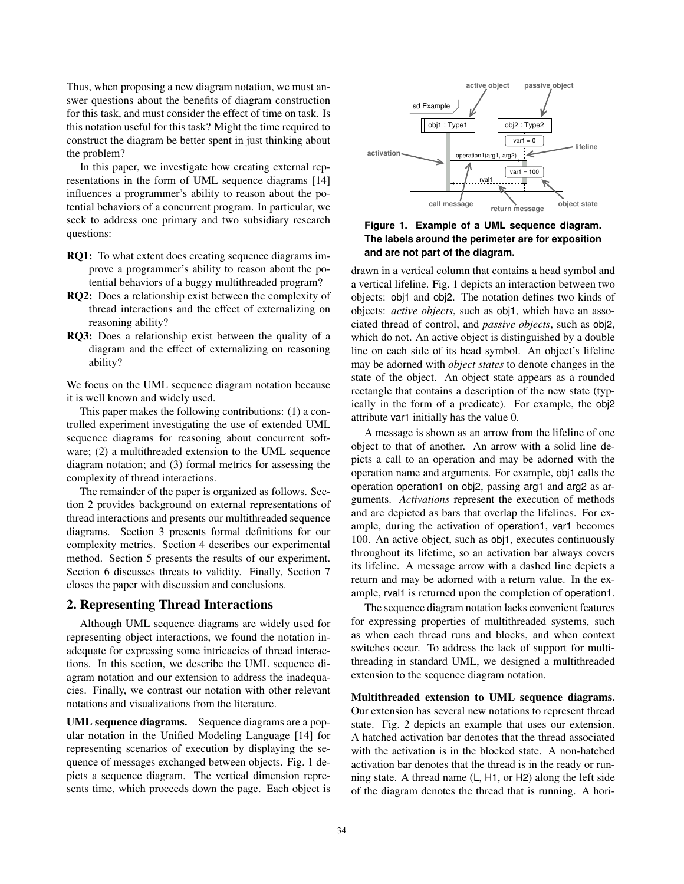Thus, when proposing a new diagram notation, we must answer questions about the benefits of diagram construction for this task, and must consider the effect of time on task. Is this notation useful for this task? Might the time required to construct the diagram be better spent in just thinking about the problem?

In this paper, we investigate how creating external representations in the form of UML sequence diagrams [14] influences a programmer's ability to reason about the potential behaviors of a concurrent program. In particular, we seek to address one primary and two subsidiary research questions:

- **RQ1:** To what extent does creating sequence diagrams improve a programmer's ability to reason about the potential behaviors of a buggy multithreaded program?
- **RQ2:** Does a relationship exist between the complexity of thread interactions and the effect of externalizing on reasoning ability?
- **RQ3:** Does a relationship exist between the quality of a diagram and the effect of externalizing on reasoning ability?

We focus on the UML sequence diagram notation because it is well known and widely used.

This paper makes the following contributions: (1) a controlled experiment investigating the use of extended UML sequence diagrams for reasoning about concurrent software; (2) a multithreaded extension to the UML sequence diagram notation; and (3) formal metrics for assessing the complexity of thread interactions.

The remainder of the paper is organized as follows. Section 2 provides background on external representations of thread interactions and presents our multithreaded sequence diagrams. Section 3 presents formal definitions for our complexity metrics. Section 4 describes our experimental method. Section 5 presents the results of our experiment. Section 6 discusses threats to validity. Finally, Section 7 closes the paper with discussion and conclusions.

## 2. Representing Thread Interactions

Although UML sequence diagrams are widely used for representing object interactions, we found the notation inadequate for expressing some intricacies of thread interactions. In this section, we describe the UML sequence diagram notation and our extension to address the inadequacies. Finally, we contrast our notation with other relevant notations and visualizations from the literature.

**UML sequence diagrams.** Sequence diagrams are a popular notation in the Unified Modeling Language [14] for representing scenarios of execution by displaying the sequence of messages exchanged between objects. Fig. 1 depicts a sequence diagram. The vertical dimension represents time, which proceeds down the page. Each object is drawn in a vertical column that contains a head symbol and a vertical lifeline. Fig. 1 depicts an interaction between two objects: obj1 and obj2. The notation defines two kinds of objects: *active objects*, such as obj1, which have an associated thread of control, and *passive objects*, such as obj2, which do not. An active object is distinguished by a double line on each side of its head symbol. An object's lifeline may be adorned with *object states* to denote changes in the state of the object. An object state appears as a rounded rectangle that contains a description of the new state (typically in the form of a predicate). For example, the obj2 attribute var1 initially has the value 0.

**Figure 1. Example of a UML sequence diagram. The labels around the perimeter are for exposition and are not part of the diagram.**

A message is shown as an arrow from the lifeline of one object to that of another. An arrow with a solid line depicts a call to an operation and may be adorned with the operation name and arguments. For example, obj1 calls the operation operation1 on obj2, passing arg1 and arg2 as arguments. *Activations* represent the execution of methods and are depicted as bars that overlap the lifelines. For example, during the activation of operation1, var1 becomes 100. An active object, such as obj1, executes continuously throughout its lifetime, so an activation bar always covers its lifeline. A message arrow with a dashed line depicts a return and may be adorned with a return value. In the example, rval1 is returned upon the completion of operation1.

The sequence diagram notation lacks convenient features for expressing properties of multithreaded systems, such as when each thread runs and blocks, and when context switches occur. To address the lack of support for multithreading in standard UML, we designed a multithreaded extension to the sequence diagram notation.

**Multithreaded extension to UML sequence diagrams.** Our extension has several new notations to represent thread state. Fig. 2 depicts an example that uses our extension. A hatched activation bar denotes that the thread associated with the activation is in the blocked state. A non-hatched activation bar denotes that the thread is in the ready or running state. A thread name (L, H1, or H2) along the left side of the diagram denotes the thread that is running. A hori-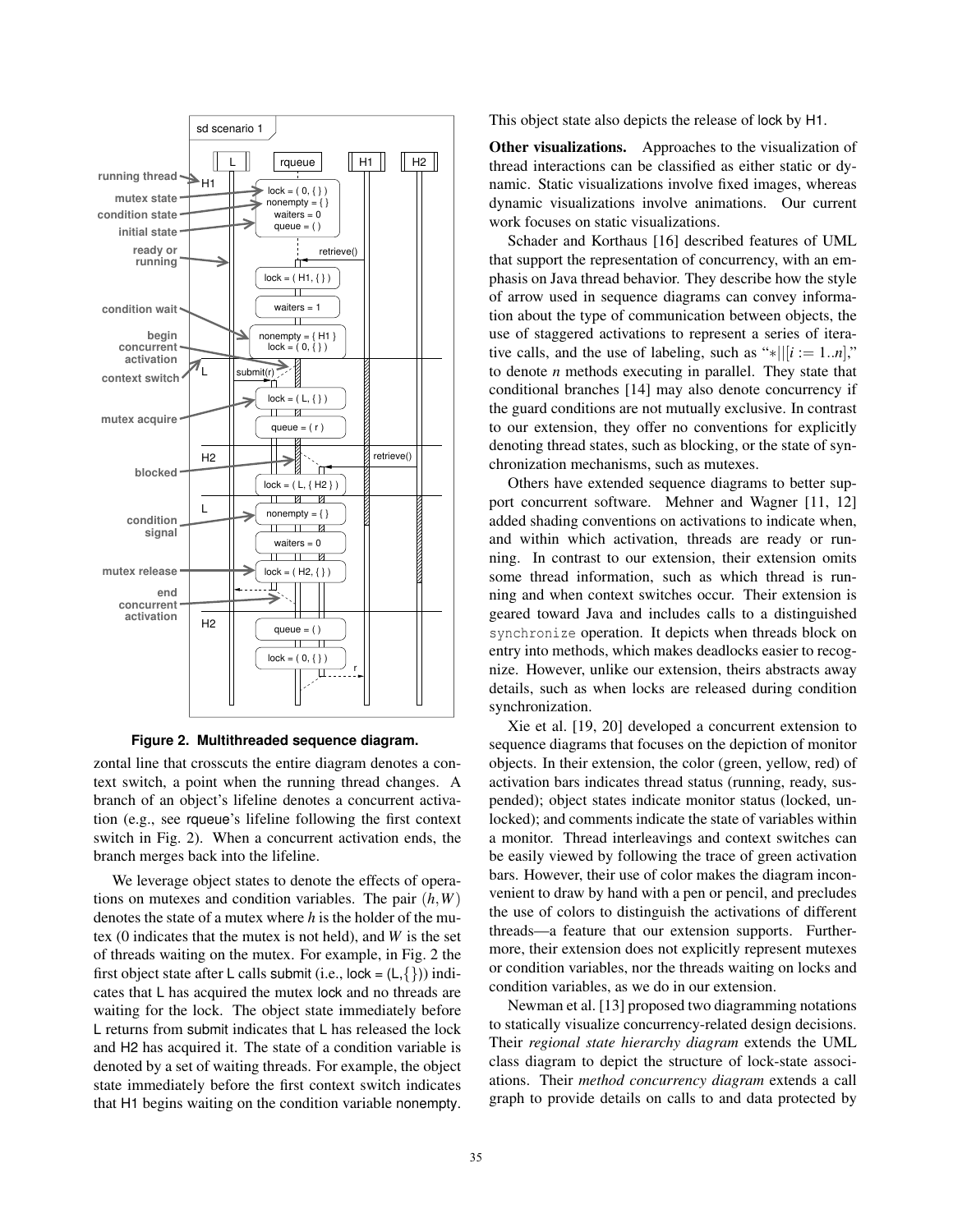sd scenario 1

L rqueue H1 H2

running thread
H1
mutex state
condition state
initial state
ready or running
condition wait
begin concurrent activation
context switch
mutex acquire
blocked
condition signal
mutex release
end concurrent activation

lock = ( 0, { } )
nonempty = { }
waiters = 0
queue = ( )

retrieve()

lock = ( H1, { } )

waiters = 1

nonempty = { H1 }
lock = ( 0, { } )

L
submit(r)

lock = ( L, { } )

queue = ( r )

H2
retrieve()

lock = ( L, { H2 } )

L

nonempty = { }

waiters = 0

lock = ( H2, { } )

H2

queue = ( )

lock = ( 0, { } )

r

**Figure 2. Multithreaded sequence diagram.**

zontal line that crosscuts the entire diagram denotes a context switch, a point when the running thread changes. A branch of an object's lifeline denotes a concurrent activation (e.g., see rqueue's lifeline following the first context switch in Fig. 2). When a concurrent activation ends, the branch merges back into the lifeline.

We leverage object states to denote the effects of operations on mutexes and condition variables. The pair $(h, W)$ denotes the state of a mutex where $h$ is the holder of the mutex (0 indicates that the mutex is not held), and $W$ is the set of threads waiting on the mutex. For example, in Fig. 2 the first object state after L calls submit (i.e., lock = $(\mathsf{L}, \{\})$) indicates that L has acquired the mutex lock and no threads are waiting for the lock. The object state immediately before L returns from submit indicates that L has released the lock and H2 has acquired it. The state of a condition variable is denoted by a set of waiting threads. For example, the object state immediately before the first context switch indicates that H1 begins waiting on the condition variable nonempty. This object state also depicts the release of lock by H1.

**Other visualizations.** Approaches to the visualization of thread interactions can be classified as either static or dynamic. Static visualizations involve fixed images, whereas dynamic visualizations involve animations. Our current work focuses on static visualizations.

Schader and Korthaus [16] described features of UML that support the representation of concurrency, with an emphasis on Java thread behavior. They describe how the style of arrow used in sequence diagrams can convey information about the type of communication between objects, the use of staggered activations to represent a series of iterative calls, and the use of labeling, such as "$*||[i := 1..n]$," to denote $n$ methods executing in parallel. They state that conditional branches [14] may also denote concurrency if the guard conditions are not mutually exclusive. In contrast to our extension, they offer no conventions for explicitly denoting thread states, such as blocking, or the state of synchronization mechanisms, such as mutexes.

Others have extended sequence diagrams to better support concurrent software. Mehner and Wagner [11, 12] added shading conventions on activations to indicate when, and within which activation, threads are ready or running. In contrast to our extension, their extension omits some thread information, such as which thread is running and when context switches occur. Their extension is geared toward Java and includes calls to a distinguished `synchronize` operation. It depicts when threads block on entry into methods, which makes deadlocks easier to recognize. However, unlike our extension, theirs abstracts away details, such as when locks are released during condition synchronization.

Xie et al. [19, 20] developed a concurrent extension to sequence diagrams that focuses on the depiction of monitor objects. In their extension, the color (green, yellow, red) of activation bars indicates thread status (running, ready, suspended); object states indicate monitor status (locked, unlocked); and comments indicate the state of variables within a monitor. Thread interleavings and context switches can be easily viewed by following the trace of green activation bars. However, their use of color makes the diagram inconvenient to draw by hand with a pen or pencil, and precludes the use of colors to distinguish the activations of different threads—a feature that our extension supports. Furthermore, their extension does not explicitly represent mutexes or condition variables, nor the threads waiting on locks and condition variables, as we do in our extension.

Newman et al. [13] proposed two diagramming notations to statically visualize concurrency-related design decisions. Their *regional state hierarchy diagram* extends the UML class diagram to depict the structure of lock-state associations. Their *method concurrency diagram* extends a call graph to provide details on calls to and data protected by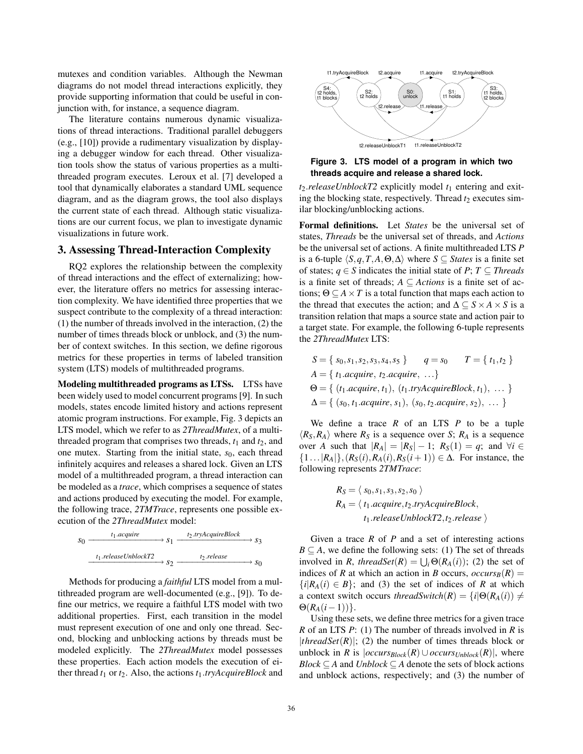mutexes and condition variables. Although the Newman diagrams do not model thread interactions explicitly, they provide supporting information that could be useful in conjunction with, for instance, a sequence diagram.

The literature contains numerous dynamic visualizations of thread interactions. Traditional parallel debuggers (e.g., [10]) provide a rudimentary visualization by displaying a debugger window for each thread. Other visualization tools show the status of various properties as a multi-threaded program executes. Leroux et al. [7] developed a tool that dynamically elaborates a standard UML sequence diagram, and as the diagram grows, the tool also displays the current state of each thread. Although static visualizations are our current focus, we plan to investigate dynamic visualizations in future work.

## 3. Assessing Thread-Interaction Complexity

RQ2 explores the relationship between the complexity of thread interactions and the effect of externalizing; however, the literature offers no metrics for assessing interaction complexity. We have identified three properties that we suspect contribute to the complexity of a thread interaction: (1) the number of threads involved in the interaction, (2) the number of times threads block or unblock, and (3) the number of context switches. In this section, we define rigorous metrics for these properties in terms of labeled transition system (LTS) models of multithreaded programs.

**Modeling multithreaded programs as LTSs.** LTSs have been widely used to model concurrent programs [9]. In such models, states encode limited history and actions represent atomic program instructions. For example, Fig. 3 depicts an LTS model, which we refer to as *2ThreadMutex*, of a multithreaded program that comprises two threads, $t_1$ and $t_2$, and one mutex. Starting from the initial state, $s_0$, each thread infinitely acquires and releases a shared lock. Given an LTS model of a multithreaded program, a thread interaction can be modeled as a *trace*, which comprises a sequence of states and actions produced by executing the model. For example, the following trace, *2TMTrace*, represents one possible execution of the *2ThreadMutex* model:

$$s_0 \xrightarrow{t_1.acquire} s_1 \xrightarrow{t_2.tryAcquireBlock} s_3 \xrightarrow{t_1.releaseUnblockT2} s_2 \xrightarrow{t_2.release} s_0$$

Methods for producing a *faithful* LTS model from a multithreaded program are well-documented (e.g., [9]). To define our metrics, we require a faithful LTS model with two additional properties. First, each transition in the model must represent execution of one and only one thread. Second, blocking and unblocking actions by threads must be modeled explicitly. The *2ThreadMutex* model possesses these properties. Each action models the execution of either thread $t_1$ or $t_2$. Also, the actions $t_1$*.tryAcquireBlock* and

**Figure 3. LTS model of a program in which two threads acquire and release a shared lock.**

$t_2$*.releaseUnblockT2* explicitly model $t_1$ entering and exiting the blocking state, respectively. Thread $t_2$ executes similar blocking/unblocking actions.

**Formal definitions.** Let *States* be the universal set of states, *Threads* be the universal set of threads, and *Actions* be the universal set of actions. A finite multithreaded LTS $P$ is a 6-tuple $\langle S, q, T, A, \Theta, \Delta \rangle$ where $S \subseteq States$ is a finite set of states; $q \in S$ indicates the initial state of $P$; $T \subseteq Threads$ is a finite set of threads; $A \subseteq Actions$ is a finite set of actions; $\Theta \subseteq A \times T$ is a total function that maps each action to the thread that executes the action; and $\Delta \subseteq S \times A \times S$ is a transition relation that maps a source state and action pair to a target state. For example, the following 6-tuple represents the *2ThreadMutex* LTS:

$$S = \{\, s_0, s_1, s_2, s_3, s_4, s_5 \,\} \qquad q = s_0 \qquad T = \{\, t_1, t_2 \,\}$$
$$A = \{\, t_1.acquire,\ t_2.acquire,\ \ldots\}$$
$$\Theta = \{\, (t_1.acquire, t_1),\ (t_1.tryAcquireBlock, t_1),\ \ldots \,\}$$
$$\Delta = \{\, (s_0, t_1.acquire, s_1),\ (s_0, t_2.acquire, s_2),\ \ldots \,\}$$

We define a trace $R$ of an LTS $P$ to be a tuple $\langle R_S, R_A \rangle$ where $R_S$ is a sequence over $S$; $R_A$ is a sequence over $A$ such that $|R_A| = |R_S| - 1$; $R_S(1) = q$; and $\forall i \in \{1 \ldots |R_A|\}, (R_S(i), R_A(i), R_S(i+1)) \in \Delta$. For instance, the following represents *2TMTrace*:

$$R_S = \langle\, s_0, s_1, s_3, s_2, s_0 \,\rangle$$
$$R_A = \langle\, t_1.acquire, t_2.tryAcquireBlock, t_1.releaseUnblockT2, t_2.release \,\rangle$$

Given a trace $R$ of $P$ and a set of interesting actions $B \subseteq A$, we define the following sets: (1) The set of threads involved in $R$, $threadSet(R) = \bigcup_i \Theta(R_A(i))$; (2) the set of indices of $R$ at which an action in $B$ occurs, $occurs_B(R) = \{i | R_A(i) \in B\}$; and (3) the set of indices of $R$ at which a context switch occurs $threadSwitch(R) = \{i | \Theta(R_A(i)) \neq \Theta(R_A(i-1))\}$.

Using these sets, we define three metrics for a given trace $R$ of an LTS $P$: (1) The number of threads involved in $R$ is $|threadSet(R)|$; (2) the number of times threads block or unblock in $R$ is $|occurs_{Block}(R) \cup occurs_{Unblock}(R)|$, where $Block \subseteq A$ and $Unblock \subseteq A$ denote the sets of block actions and unblock actions, respectively; and (3) the number of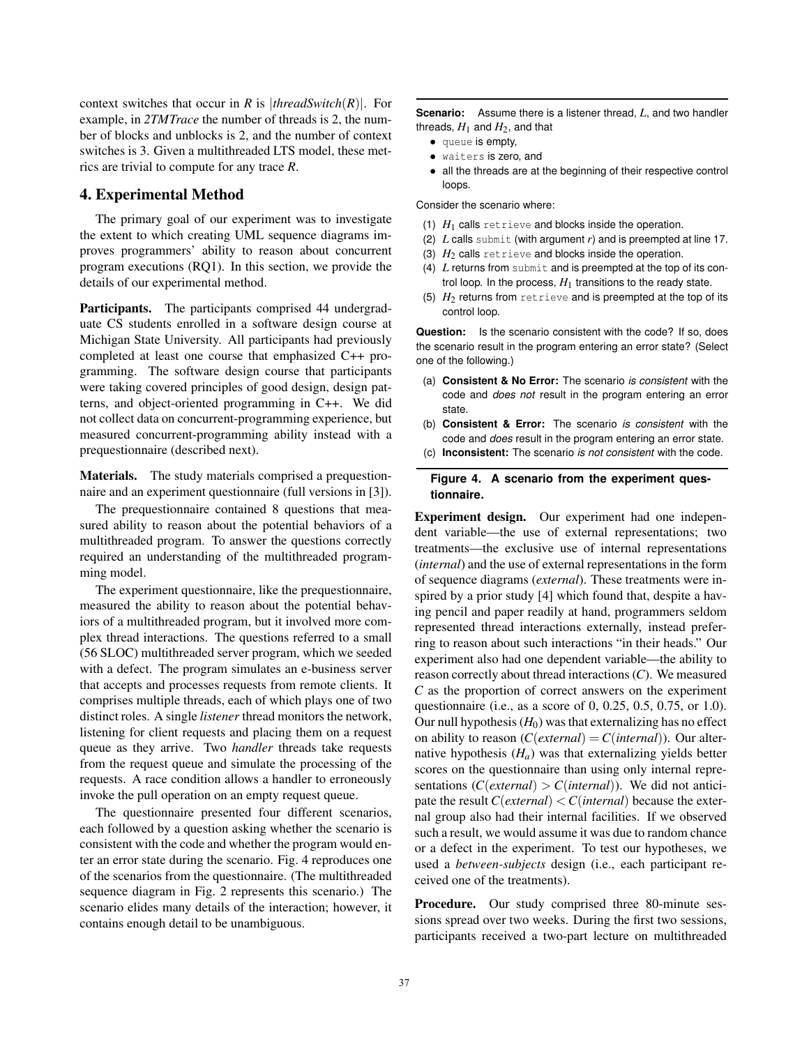context switches that occur in $R$ is $|threadSwitch(R)|$. For example, in *2TMTrace* the number of threads is 2, the number of blocks and unblocks is 2, and the number of context switches is 3. Given a multithreaded LTS model, these metrics are trivial to compute for any trace $R$.

## 4. Experimental Method

The primary goal of our experiment was to investigate the extent to which creating UML sequence diagrams improves programmers' ability to reason about concurrent program executions (RQ1). In this section, we provide the details of our experimental method.

**Participants.** The participants comprised 44 undergraduate CS students enrolled in a software design course at Michigan State University. All participants had previously completed at least one course that emphasized C++ programming. The software design course that participants were taking covered principles of good design, design patterns, and object-oriented programming in C++. We did not collect data on concurrent-programming experience, but measured concurrent-programming ability instead with a prequestionnaire (described next).

**Materials.** The study materials comprised a prequestionnaire and an experiment questionnaire (full versions in [3]).

The prequestionnaire contained 8 questions that measured ability to reason about the potential behaviors of a multithreaded program. To answer the questions correctly required an understanding of the multithreaded programming model.

The experiment questionnaire, like the prequestionnaire, measured the ability to reason about the potential behaviors of a multithreaded program, but it involved more complex thread interactions. The questions referred to a small (56 SLOC) multithreaded server program, which we seeded with a defect. The program simulates an e-business server that accepts and processes requests from remote clients. It comprises multiple threads, each of which plays one of two distinct roles. A single *listener* thread monitors the network, listening for client requests and placing them on a request queue as they arrive. Two *handler* threads take requests from the request queue and simulate the processing of the requests. A race condition allows a handler to erroneously invoke the pull operation on an empty request queue.

The questionnaire presented four different scenarios, each followed by a question asking whether the scenario is consistent with the code and whether the program would enter an error state during the scenario. Fig. 4 reproduces one of the scenarios from the questionnaire. (The multithreaded sequence diagram in Fig. 2 represents this scenario.) The scenario elides many details of the interaction; however, it contains enough detail to be unambiguous.

**Scenario:** Assume there is a listener thread, $L$, and two handler threads, $H_1$ and $H_2$, and that

- `queue` is empty,
- `waiters` is zero, and
- all the threads are at the beginning of their respective control loops.

Consider the scenario where:

1. $H_1$ calls `retrieve` and blocks inside the operation.
2. $L$ calls `submit` (with argument $r$) and is preempted at line 17.
3. $H_2$ calls `retrieve` and blocks inside the operation.
4. $L$ returns from `submit` and is preempted at the top of its control loop. In the process, $H_1$ transitions to the ready state.
5. $H_2$ returns from `retrieve` and is preempted at the top of its control loop.

**Question:** Is the scenario consistent with the code? If so, does the scenario result in the program entering an error state? (Select one of the following.)

(a) **Consistent & No Error:** The scenario *is consistent* with the code and *does not* result in the program entering an error state.

(b) **Consistent & Error:** The scenario *is consistent* with the code and *does* result in the program entering an error state.

(c) **Inconsistent:** The scenario *is not consistent* with the code.

**Figure 4. A scenario from the experiment questionnaire.**

**Experiment design.** Our experiment had one independent variable—the use of external representations; two treatments—the exclusive use of internal representations (*internal*) and the use of external representations in the form of sequence diagrams (*external*). These treatments were inspired by a prior study [4] which found that, despite a having pencil and paper readily at hand, programmers seldom represented thread interactions externally, instead preferring to reason about such interactions "in their heads." Our experiment also had one dependent variable—the ability to reason correctly about thread interactions ($C$). We measured $C$ as the proportion of correct answers on the experiment questionnaire (i.e., as a score of 0, 0.25, 0.5, 0.75, or 1.0). Our null hypothesis ($H_0$) was that externalizing has no effect on ability to reason ($C(external) = C(internal)$). Our alternative hypothesis ($H_a$) was that externalizing yields better scores on the questionnaire than using only internal representations ($C(external) > C(internal)$). We did not anticipate the result $C(external) < C(internal)$ because the external group also had their internal facilities. If we observed such a result, we would assume it was due to random chance or a defect in the experiment. To test our hypotheses, we used a *between-subjects* design (i.e., each participant received one of the treatments).

**Procedure.** Our study comprised three 80-minute sessions spread over two weeks. During the first two sessions, participants received a two-part lecture on multithreaded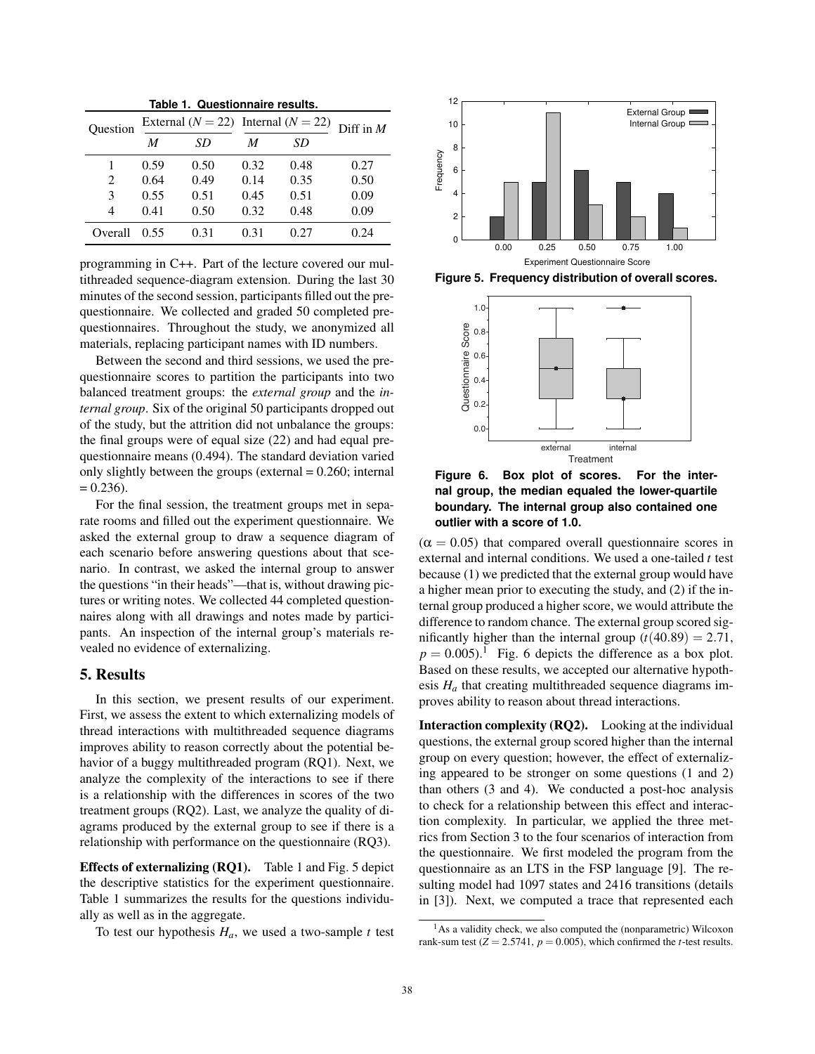**Table 1. Questionnaire results.**

| Question | External ($N = 22$) | | Internal ($N = 22$) | | Diff in $M$ |
|---|---|---|---|---|---|
| | $M$ | $SD$ | $M$ | $SD$ | |
| 1 | 0.59 | 0.50 | 0.32 | 0.48 | 0.27 |
| 2 | 0.64 | 0.49 | 0.14 | 0.35 | 0.50 |
| 3 | 0.55 | 0.51 | 0.45 | 0.51 | 0.09 |
| 4 | 0.41 | 0.50 | 0.32 | 0.48 | 0.09 |
| Overall | 0.55 | 0.31 | 0.31 | 0.27 | 0.24 |

programming in C++. Part of the lecture covered our multithreaded sequence-diagram extension. During the last 30 minutes of the second session, participants filled out the pre-questionnaire. We collected and graded 50 completed pre-questionnaires. Throughout the study, we anonymized all materials, replacing participant names with ID numbers.

Between the second and third sessions, we used the pre-questionnaire scores to partition the participants into two balanced treatment groups: the *external group* and the *internal group*. Six of the original 50 participants dropped out of the study, but the attrition did not unbalance the groups: the final groups were of equal size (22) and had equal pre-questionnaire means (0.494). The standard deviation varied only slightly between the groups (external = 0.260; internal = 0.236).

For the final session, the treatment groups met in separate rooms and filled out the experiment questionnaire. We asked the external group to draw a sequence diagram of each scenario before answering questions about that scenario. In contrast, we asked the internal group to answer the questions "in their heads"—that is, without drawing pictures or writing notes. We collected 44 completed questionnaires along with all drawings and notes made by participants. An inspection of the internal group's materials revealed no evidence of externalizing.

## 5. Results

In this section, we present results of our experiment. First, we assess the extent to which externalizing models of thread interactions with multithreaded sequence diagrams improves ability to reason correctly about the potential behavior of a buggy multithreaded program (RQ1). Next, we analyze the complexity of the interactions to see if there is a relationship with the differences in scores of the two treatment groups (RQ2). Last, we analyze the quality of diagrams produced by the external group to see if there is a relationship with performance on the questionnaire (RQ3).

**Effects of externalizing (RQ1).** Table 1 and Fig. 5 depict the descriptive statistics for the experiment questionnaire. Table 1 summarizes the results for the questions individually as well as in the aggregate.

To test our hypothesis $H_a$, we used a two-sample $t$ test

**Figure 5. Frequency distribution of overall scores.**

**Figure 6. Box plot of scores. For the internal group, the median equaled the lower-quartile boundary. The internal group also contained one outlier with a score of 1.0.**

($\alpha = 0.05$) that compared overall questionnaire scores in external and internal conditions. We used a one-tailed $t$ test because (1) we predicted that the external group would have a higher mean prior to executing the study, and (2) if the internal group produced a higher score, we would attribute the difference to random chance. The external group scored significantly higher than the internal group ($t(40.89) = 2.71$, $p = 0.005$).[1] Fig. 6 depicts the difference as a box plot. Based on these results, we accepted our alternative hypothesis $H_a$ that creating multithreaded sequence diagrams improves ability to reason about thread interactions.

**Interaction complexity (RQ2).** Looking at the individual questions, the external group scored higher than the internal group on every question; however, the effect of externalizing appeared to be stronger on some questions (1 and 2) than others (3 and 4). We conducted a post-hoc analysis to check for a relationship between this effect and interaction complexity. In particular, we applied the three metrics from Section 3 to the four scenarios of interaction from the questionnaire. We first modeled the program from the questionnaire as an LTS in the FSP language [9]. The resulting model had 1097 states and 2416 transitions (details in [3]). Next, we computed a trace that represented each

[1] As a validity check, we also computed the (nonparametric) Wilcoxon rank-sum test ($Z = 2.5741$, $p = 0.005$), which confirmed the $t$-test results.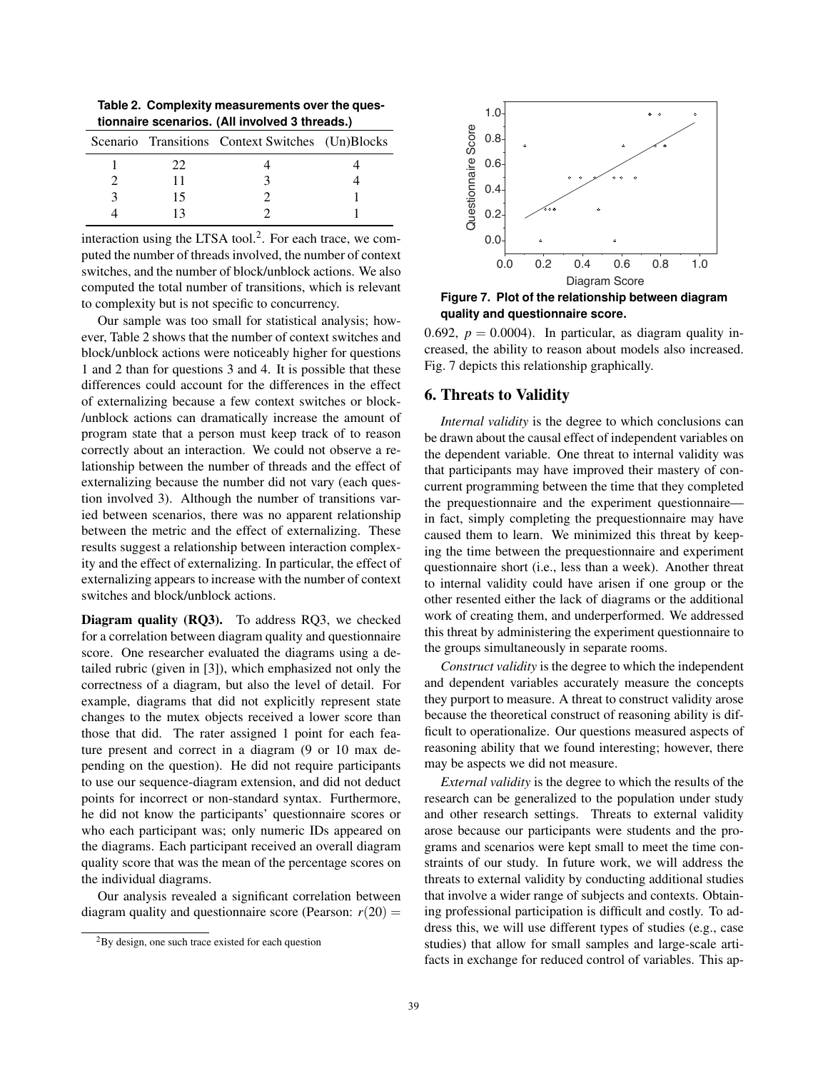**Table 2. Complexity measurements over the questionnaire scenarios. (All involved 3 threads.)**

| Scenario | Transitions | Context Switches | (Un)Blocks |
|---|---|---|---|
| 1 | 22 | 4 | 4 |
| 2 | 11 | 3 | 4 |
| 3 | 15 | 2 | 1 |
| 4 | 13 | 2 | 1 |

interaction using the LTSA tool.[2]. For each trace, we computed the number of threads involved, the number of context switches, and the number of block/unblock actions. We also computed the total number of transitions, which is relevant to complexity but is not specific to concurrency.

Our sample was too small for statistical analysis; however, Table 2 shows that the number of context switches and block/unblock actions were noticeably higher for questions 1 and 2 than for questions 3 and 4. It is possible that these differences could account for the differences in the effect of externalizing because a few context switches or block-/unblock actions can dramatically increase the amount of program state that a person must keep track of to reason correctly about an interaction. We could not observe a relationship between the number of threads and the effect of externalizing because the number did not vary (each question involved 3). Although the number of transitions varied between scenarios, there was no apparent relationship between the metric and the effect of externalizing. These results suggest a relationship between interaction complexity and the effect of externalizing. In particular, the effect of externalizing appears to increase with the number of context switches and block/unblock actions.

**Diagram quality (RQ3).** To address RQ3, we checked for a correlation between diagram quality and questionnaire score. One researcher evaluated the diagrams using a detailed rubric (given in [3]), which emphasized not only the correctness of a diagram, but also the level of detail. For example, diagrams that did not explicitly represent state changes to the mutex objects received a lower score than those that did. The rater assigned 1 point for each feature present and correct in a diagram (9 or 10 max depending on the question). He did not require participants to use our sequence-diagram extension, and did not deduct points for incorrect or non-standard syntax. Furthermore, he did not know the participants' questionnaire scores or who each participant was; only numeric IDs appeared on the diagrams. Each participant received an overall diagram quality score that was the mean of the percentage scores on the individual diagrams.

Our analysis revealed a significant correlation between diagram quality and questionnaire score (Pearson: $r(20) = 0.692$, $p = 0.0004$). In particular, as diagram quality increased, the ability to reason about models also increased. Fig. 7 depicts this relationship graphically.

**Figure 7. Plot of the relationship between diagram quality and questionnaire score.**

## 6. Threats to Validity

*Internal validity* is the degree to which conclusions can be drawn about the causal effect of independent variables on the dependent variable. One threat to internal validity was that participants may have improved their mastery of concurrent programming between the time that they completed the prequestionnaire and the experiment questionnaire—in fact, simply completing the prequestionnaire may have caused them to learn. We minimized this threat by keeping the time between the prequestionnaire and experiment questionnaire short (i.e., less than a week). Another threat to internal validity could have arisen if one group or the other resented either the lack of diagrams or the additional work of creating them, and underperformed. We addressed this threat by administering the experiment questionnaire to the groups simultaneously in separate rooms.

*Construct validity* is the degree to which the independent and dependent variables accurately measure the concepts they purport to measure. A threat to construct validity arose because the theoretical construct of reasoning ability is difficult to operationalize. Our questions measured aspects of reasoning ability that we found interesting; however, there may be aspects we did not measure.

*External validity* is the degree to which the results of the research can be generalized to the population under study and other research settings. Threats to external validity arose because our participants were students and the programs and scenarios were kept small to meet the time constraints of our study. In future work, we will address the threats to external validity by conducting additional studies that involve a wider range of subjects and contexts. Obtaining professional participation is difficult and costly. To address this, we will use different types of studies (e.g., case studies) that allow for small samples and large-scale artifacts in exchange for reduced control of variables. This ap-

[2] By design, one such trace existed for each question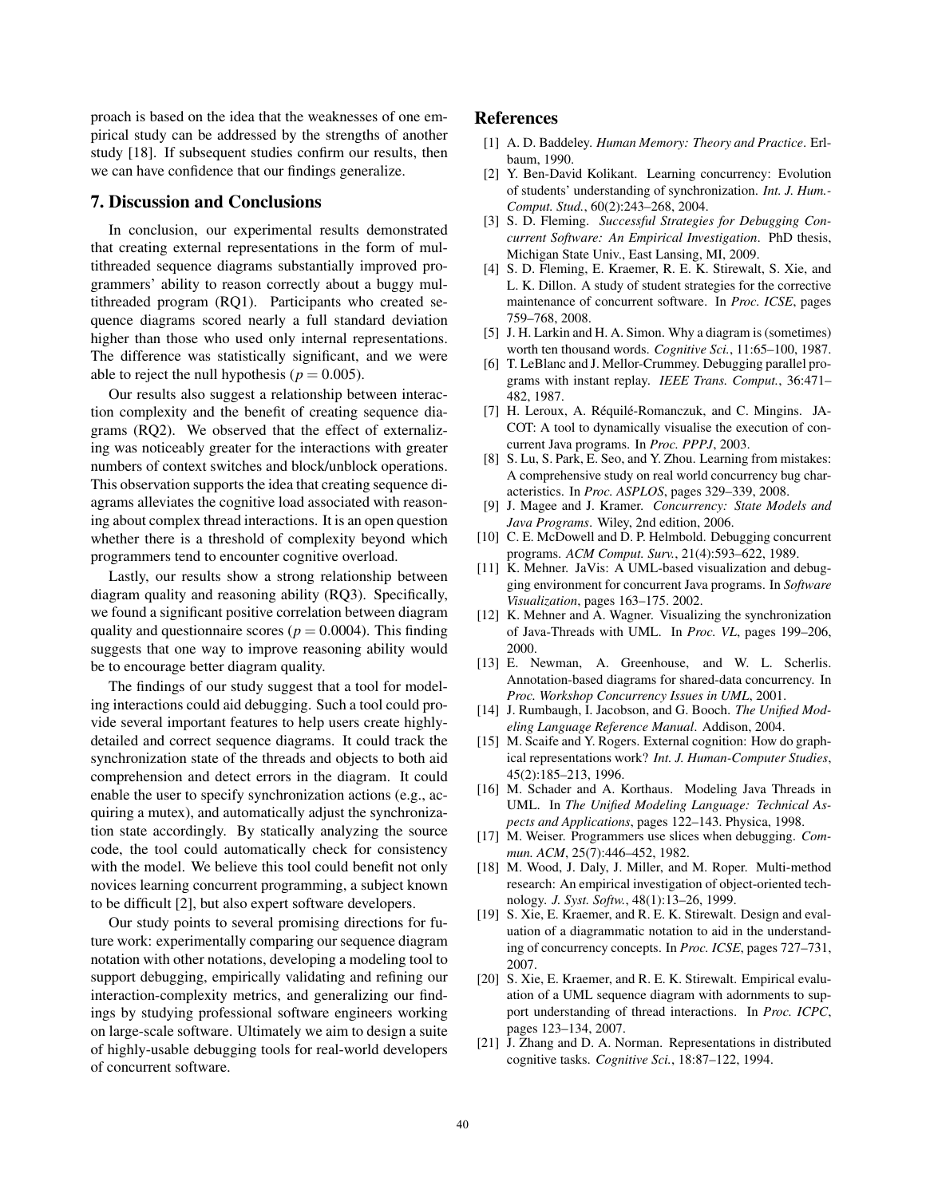proach is based on the idea that the weaknesses of one empirical study can be addressed by the strengths of another study [18]. If subsequent studies confirm our results, then we can have confidence that our findings generalize.

## 7. Discussion and Conclusions

In conclusion, our experimental results demonstrated that creating external representations in the form of multithreaded sequence diagrams substantially improved programmers' ability to reason correctly about a buggy multithreaded program (RQ1). Participants who created sequence diagrams scored nearly a full standard deviation higher than those who used only internal representations. The difference was statistically significant, and we were able to reject the null hypothesis ($p = 0.005$).

Our results also suggest a relationship between interaction complexity and the benefit of creating sequence diagrams (RQ2). We observed that the effect of externalizing was noticeably greater for the interactions with greater numbers of context switches and block/unblock operations. This observation supports the idea that creating sequence diagrams alleviates the cognitive load associated with reasoning about complex thread interactions. It is an open question whether there is a threshold of complexity beyond which programmers tend to encounter cognitive overload.

Lastly, our results show a strong relationship between diagram quality and reasoning ability (RQ3). Specifically, we found a significant positive correlation between diagram quality and questionnaire scores ($p = 0.0004$). This finding suggests that one way to improve reasoning ability would be to encourage better diagram quality.

The findings of our study suggest that a tool for modeling interactions could aid debugging. Such a tool could provide several important features to help users create highly-detailed and correct sequence diagrams. It could track the synchronization state of the threads and objects to both aid comprehension and detect errors in the diagram. It could enable the user to specify synchronization actions (e.g., acquiring a mutex), and automatically adjust the synchronization state accordingly. By statically analyzing the source code, the tool could automatically check for consistency with the model. We believe this tool could benefit not only novices learning concurrent programming, a subject known to be difficult [2], but also expert software developers.

Our study points to several promising directions for future work: experimentally comparing our sequence diagram notation with other notations, developing a modeling tool to support debugging, empirically validating and refining our interaction-complexity metrics, and generalizing our findings by studying professional software engineers working on large-scale software. Ultimately we aim to design a suite of highly-usable debugging tools for real-world developers of concurrent software.

## References

[1] A. D. Baddeley. *Human Memory: Theory and Practice*. Erlbaum, 1990.

[2] Y. Ben-David Kolikant. Learning concurrency: Evolution of students' understanding of synchronization. *Int. J. Hum.-Comput. Stud.*, 60(2):243–268, 2004.

[3] S. D. Fleming. *Successful Strategies for Debugging Concurrent Software: An Empirical Investigation*. PhD thesis, Michigan State Univ., East Lansing, MI, 2009.

[4] S. D. Fleming, E. Kraemer, R. E. K. Stirewalt, S. Xie, and L. K. Dillon. A study of student strategies for the corrective maintenance of concurrent software. In *Proc. ICSE*, pages 759–768, 2008.

[5] J. H. Larkin and H. A. Simon. Why a diagram is (sometimes) worth ten thousand words. *Cognitive Sci.*, 11:65–100, 1987.

[6] T. LeBlanc and J. Mellor-Crummey. Debugging parallel programs with instant replay. *IEEE Trans. Comput.*, 36:471–482, 1987.

[7] H. Leroux, A. Réquilé-Romanczuk, and C. Mingins. JACOT: A tool to dynamically visualise the execution of concurrent Java programs. In *Proc. PPPJ*, 2003.

[8] S. Lu, S. Park, E. Seo, and Y. Zhou. Learning from mistakes: A comprehensive study on real world concurrency bug characteristics. In *Proc. ASPLOS*, pages 329–339, 2008.

[9] J. Magee and J. Kramer. *Concurrency: State Models and Java Programs*. Wiley, 2nd edition, 2006.

[10] C. E. McDowell and D. P. Helmbold. Debugging concurrent programs. *ACM Comput. Surv.*, 21(4):593–622, 1989.

[11] K. Mehner. JaVis: A UML-based visualization and debugging environment for concurrent Java programs. In *Software Visualization*, pages 163–175. 2002.

[12] K. Mehner and A. Wagner. Visualizing the synchronization of Java-Threads with UML. In *Proc. VL*, pages 199–206, 2000.

[13] E. Newman, A. Greenhouse, and W. L. Scherlis. Annotation-based diagrams for shared-data concurrency. In *Proc. Workshop Concurrency Issues in UML*, 2001.

[14] J. Rumbaugh, I. Jacobson, and G. Booch. *The Unified Modeling Language Reference Manual*. Addison, 2004.

[15] M. Scaife and Y. Rogers. External cognition: How do graphical representations work? *Int. J. Human-Computer Studies*, 45(2):185–213, 1996.

[16] M. Schader and A. Korthaus. Modeling Java Threads in UML. In *The Unified Modeling Language: Technical Aspects and Applications*, pages 122–143. Physica, 1998.

[17] M. Weiser. Programmers use slices when debugging. *Commun. ACM*, 25(7):446–452, 1982.

[18] M. Wood, J. Daly, J. Miller, and M. Roper. Multi-method research: An empirical investigation of object-oriented technology. *J. Syst. Softw.*, 48(1):13–26, 1999.

[19] S. Xie, E. Kraemer, and R. E. K. Stirewalt. Design and evaluation of a diagrammatic notation to aid in the understanding of concurrency concepts. In *Proc. ICSE*, pages 727–731, 2007.

[20] S. Xie, E. Kraemer, and R. E. K. Stirewalt. Empirical evaluation of a UML sequence diagram with adornments to support understanding of thread interactions. In *Proc. ICPC*, pages 123–134, 2007.

[21] J. Zhang and D. A. Norman. Representations in distributed cognitive tasks. *Cognitive Sci.*, 18:87–122, 1994.